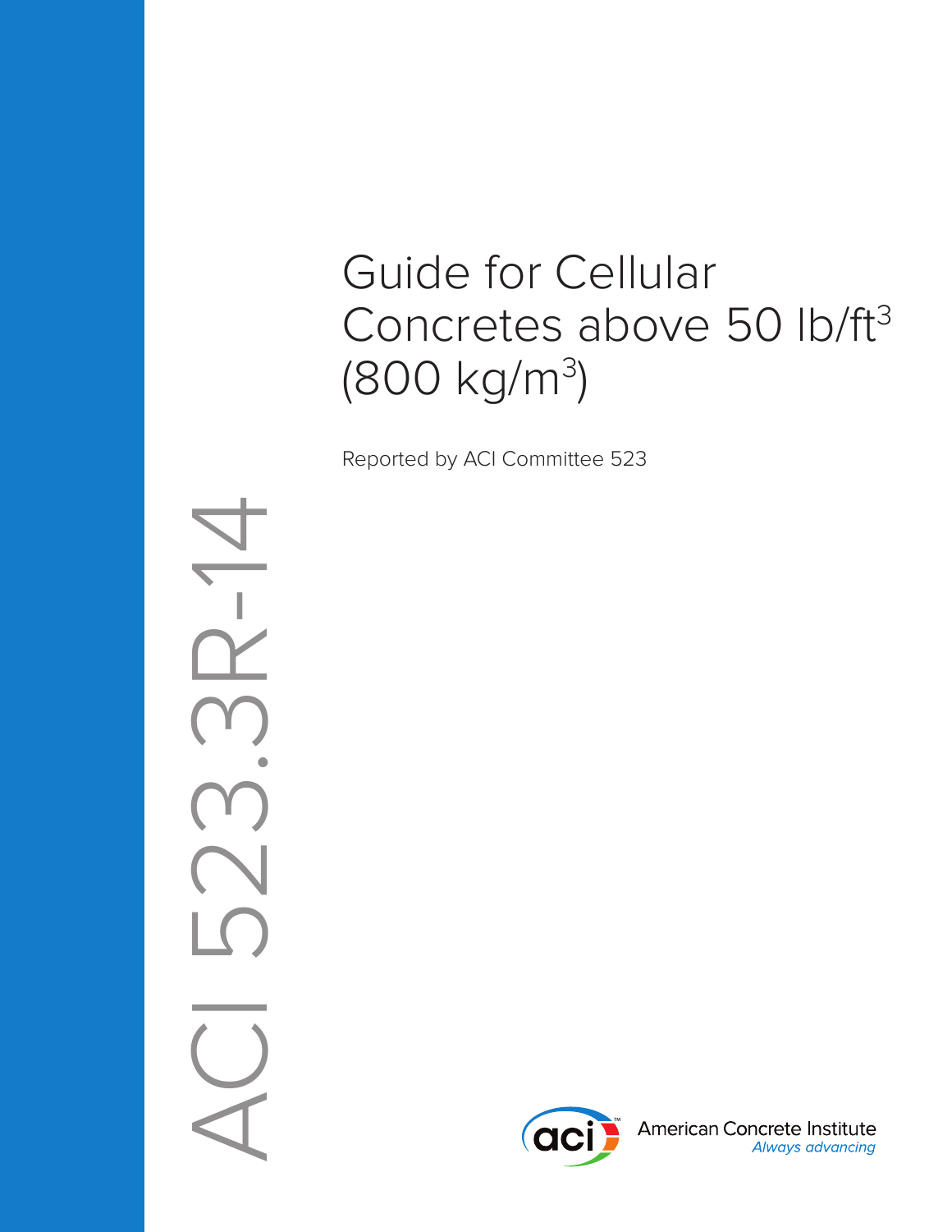# Guide for Cellular Concretes above 50 lb/ft$^3$ (800 kg/m$^3$)

Reported by ACI Committee 523

ACI 523.3R-14

American Concrete Institute
*Always advancing*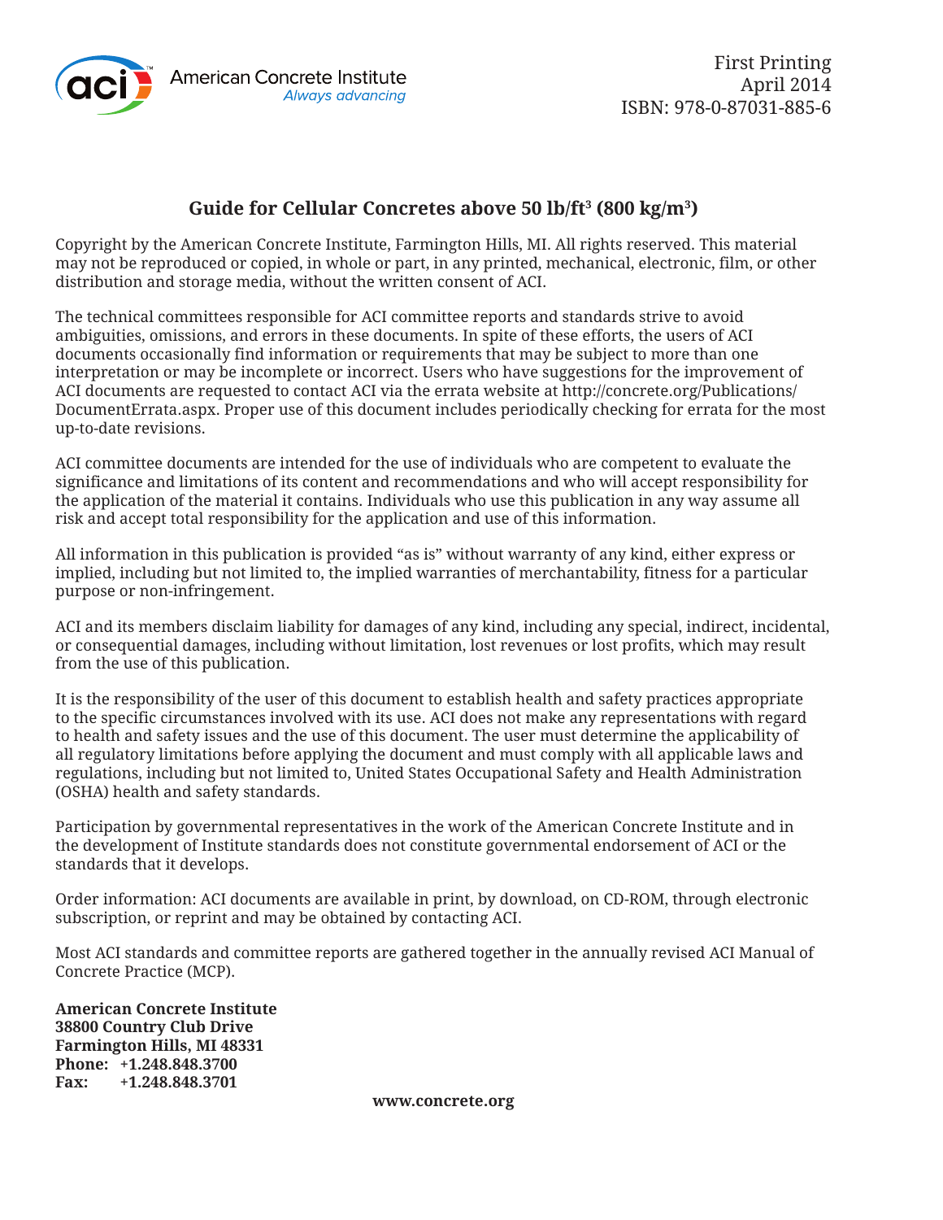American Concrete Institute
*Always advancing*

First Printing
April 2014
ISBN: 978-0-87031-885-6

## Guide for Cellular Concretes above 50 lb/ft$^3$ (800 kg/m$^3$)

Copyright by the American Concrete Institute, Farmington Hills, MI. All rights reserved. This material may not be reproduced or copied, in whole or part, in any printed, mechanical, electronic, film, or other distribution and storage media, without the written consent of ACI.

The technical committees responsible for ACI committee reports and standards strive to avoid ambiguities, omissions, and errors in these documents. In spite of these efforts, the users of ACI documents occasionally find information or requirements that may be subject to more than one interpretation or may be incomplete or incorrect. Users who have suggestions for the improvement of ACI documents are requested to contact ACI via the errata website at http://concrete.org/Publications/DocumentErrata.aspx. Proper use of this document includes periodically checking for errata for the most up-to-date revisions.

ACI committee documents are intended for the use of individuals who are competent to evaluate the significance and limitations of its content and recommendations and who will accept responsibility for the application of the material it contains. Individuals who use this publication in any way assume all risk and accept total responsibility for the application and use of this information.

All information in this publication is provided "as is" without warranty of any kind, either express or implied, including but not limited to, the implied warranties of merchantability, fitness for a particular purpose or non-infringement.

ACI and its members disclaim liability for damages of any kind, including any special, indirect, incidental, or consequential damages, including without limitation, lost revenues or lost profits, which may result from the use of this publication.

It is the responsibility of the user of this document to establish health and safety practices appropriate to the specific circumstances involved with its use. ACI does not make any representations with regard to health and safety issues and the use of this document. The user must determine the applicability of all regulatory limitations before applying the document and must comply with all applicable laws and regulations, including but not limited to, United States Occupational Safety and Health Administration (OSHA) health and safety standards.

Participation by governmental representatives in the work of the American Concrete Institute and in the development of Institute standards does not constitute governmental endorsement of ACI or the standards that it develops.

Order information: ACI documents are available in print, by download, on CD-ROM, through electronic subscription, or reprint and may be obtained by contacting ACI.

Most ACI standards and committee reports are gathered together in the annually revised ACI Manual of Concrete Practice (MCP).

**American Concrete Institute**
**38800 Country Club Drive**
**Farmington Hills, MI 48331**
**Phone: +1.248.848.3700**
**Fax: +1.248.848.3701**

**www.concrete.org**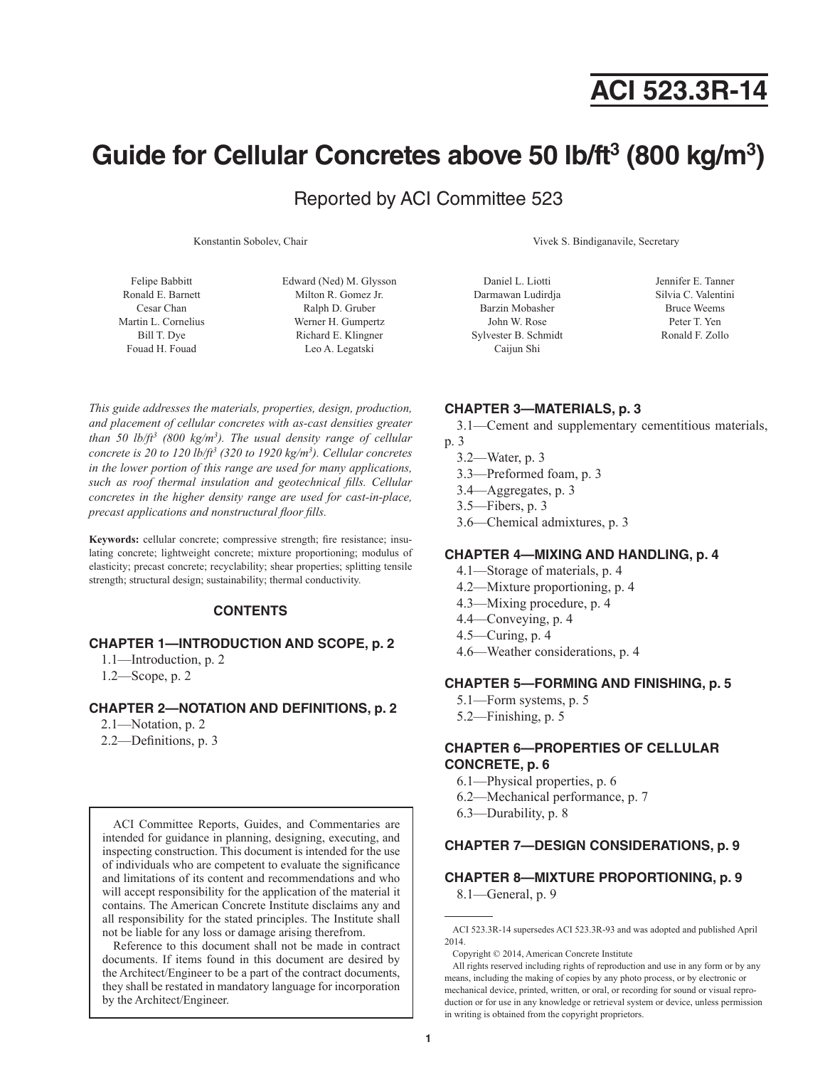# ACI 523.3R-14

# Guide for Cellular Concretes above 50 lb/ft$^3$ (800 kg/m$^3$)

Reported by ACI Committee 523

Konstantin Sobolev, Chair

Vivek S. Bindiganavile, Secretary

Felipe Babbitt
Ronald E. Barnett
Cesar Chan
Martin L. Cornelius
Bill T. Dye
Fouad H. Fouad

Edward (Ned) M. Glysson
Milton R. Gomez Jr.
Ralph D. Gruber
Werner H. Gumpertz
Richard E. Klingner
Leo A. Legatski

Daniel L. Liotti
Darmawan Ludirdja
Barzin Mobasher
John W. Rose
Sylvester B. Schmidt
Caijun Shi

Jennifer E. Tanner
Silvia C. Valentini
Bruce Weems
Peter T. Yen
Ronald F. Zollo

*This guide addresses the materials, properties, design, production, and placement of cellular concretes with as-cast densities greater than 50 lb/ft$^3$ (800 kg/m$^3$). The usual density range of cellular concrete is 20 to 120 lb/ft$^3$ (320 to 1920 kg/m$^3$). Cellular concretes in the lower portion of this range are used for many applications, such as roof thermal insulation and geotechnical fills. Cellular concretes in the higher density range are used for cast-in-place, precast applications and nonstructural floor fills.*

**Keywords:** cellular concrete; compressive strength; fire resistance; insulating concrete; lightweight concrete; mixture proportioning; modulus of elasticity; precast concrete; recyclability; shear properties; splitting tensile strength; structural design; sustainability; thermal conductivity.

## CONTENTS

**CHAPTER 1—INTRODUCTION AND SCOPE, p. 2**

1.1—Introduction, p. 2
1.2—Scope, p. 2

**CHAPTER 2—NOTATION AND DEFINITIONS, p. 2**

2.1—Notation, p. 2
2.2—Definitions, p. 3

**CHAPTER 3—MATERIALS, p. 3**

3.1—Cement and supplementary cementitious materials, p. 3
3.2—Water, p. 3
3.3—Preformed foam, p. 3
3.4—Aggregates, p. 3
3.5—Fibers, p. 3
3.6—Chemical admixtures, p. 3

**CHAPTER 4—MIXING AND HANDLING, p. 4**

4.1—Storage of materials, p. 4
4.2—Mixture proportioning, p. 4
4.3—Mixing procedure, p. 4
4.4—Conveying, p. 4
4.5—Curing, p. 4
4.6—Weather considerations, p. 4

**CHAPTER 5—FORMING AND FINISHING, p. 5**

5.1—Form systems, p. 5
5.2—Finishing, p. 5

**CHAPTER 6—PROPERTIES OF CELLULAR CONCRETE, p. 6**

6.1—Physical properties, p. 6
6.2—Mechanical performance, p. 7
6.3—Durability, p. 8

**CHAPTER 7—DESIGN CONSIDERATIONS, p. 9**

**CHAPTER 8—MIXTURE PROPORTIONING, p. 9**

8.1—General, p. 9

ACI Committee Reports, Guides, and Commentaries are intended for guidance in planning, designing, executing, and inspecting construction. This document is intended for the use of individuals who are competent to evaluate the significance and limitations of its content and recommendations and who will accept responsibility for the application of the material it contains. The American Concrete Institute disclaims any and all responsibility for the stated principles. The Institute shall not be liable for any loss or damage arising therefrom.

Reference to this document shall not be made in contract documents. If items found in this document are desired by the Architect/Engineer to be a part of the contract documents, they shall be restated in mandatory language for incorporation by the Architect/Engineer.

ACI 523.3R-14 supersedes ACI 523.3R-93 and was adopted and published April 2014.

Copyright © 2014, American Concrete Institute

All rights reserved including rights of reproduction and use in any form or by any means, including the making of copies by any photo process, or by electronic or mechanical device, printed, written, or oral, or recording for sound or visual reproduction or for use in any knowledge or retrieval system or device, unless permission in writing is obtained from the copyright proprietors.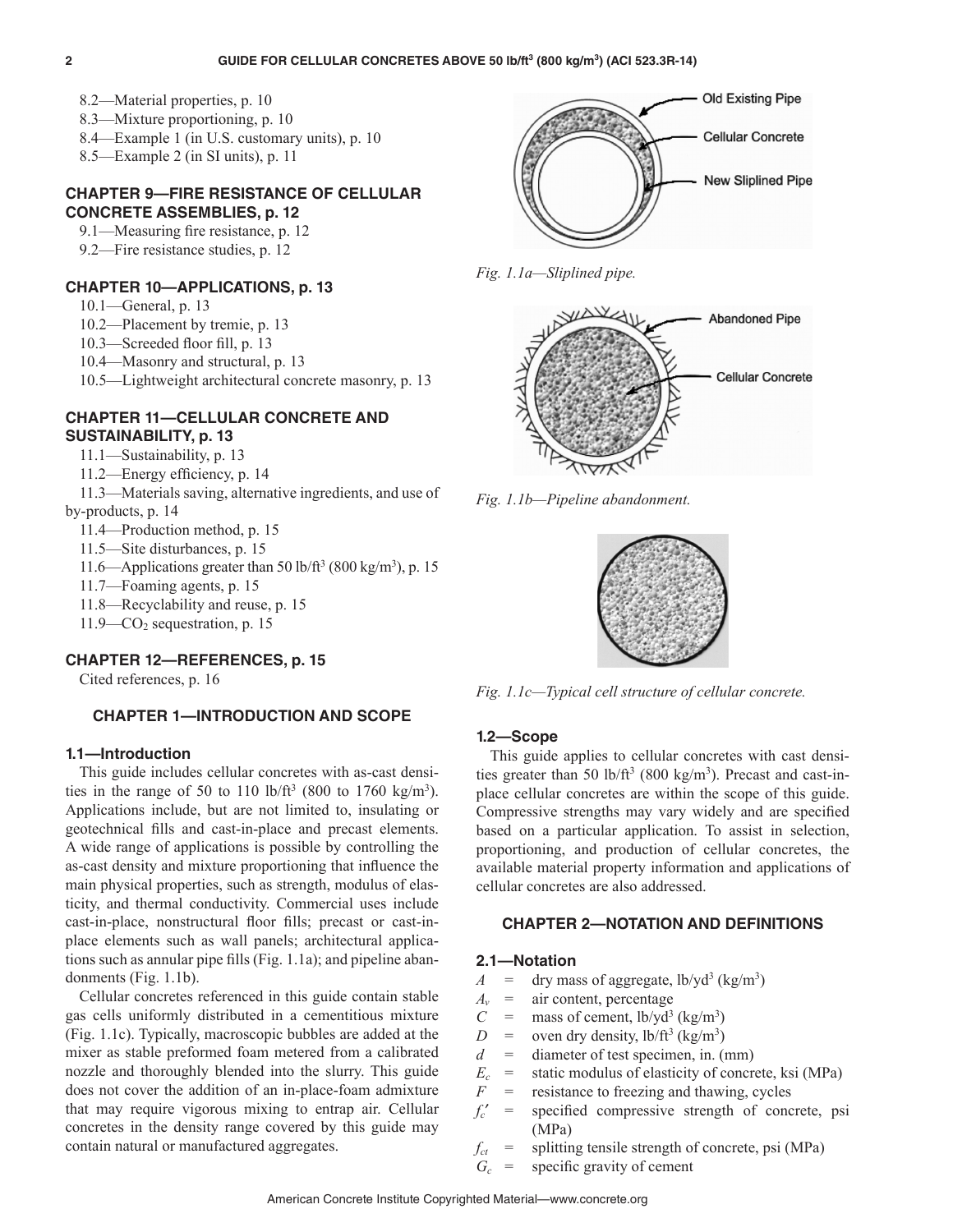8.2—Material properties, p. 10
8.3—Mixture proportioning, p. 10
8.4—Example 1 (in U.S. customary units), p. 10
8.5—Example 2 (in SI units), p. 11

**CHAPTER 9—FIRE RESISTANCE OF CELLULAR CONCRETE ASSEMBLIES, p. 12**

9.1—Measuring fire resistance, p. 12
9.2—Fire resistance studies, p. 12

**CHAPTER 10—APPLICATIONS, p. 13**

10.1—General, p. 13
10.2—Placement by tremie, p. 13
10.3—Screeded floor fill, p. 13
10.4—Masonry and structural, p. 13
10.5—Lightweight architectural concrete masonry, p. 13

**CHAPTER 11—CELLULAR CONCRETE AND SUSTAINABILITY, p. 13**

11.1—Sustainability, p. 13
11.2—Energy efficiency, p. 14
11.3—Materials saving, alternative ingredients, and use of by-products, p. 14
11.4—Production method, p. 15
11.5—Site disturbances, p. 15
11.6—Applications greater than 50 lb/ft$^3$ (800 kg/m$^3$), p. 15
11.7—Foaming agents, p. 15
11.8—Recyclability and reuse, p. 15
11.9—$CO_2$ sequestration, p. 15

**CHAPTER 12—REFERENCES, p. 15**

Cited references, p. 16

## CHAPTER 1—INTRODUCTION AND SCOPE

### 1.1—Introduction

This guide includes cellular concretes with as-cast densities in the range of 50 to 110 lb/ft$^3$ (800 to 1760 kg/m$^3$). Applications include, but are not limited to, insulating or geotechnical fills and cast-in-place and precast elements. A wide range of applications is possible by controlling the as-cast density and mixture proportioning that influence the main physical properties, such as strength, modulus of elasticity, and thermal conductivity. Commercial uses include cast-in-place, nonstructural floor fills; precast or cast-in-place elements such as wall panels; architectural applications such as annular pipe fills (Fig. 1.1a); and pipeline abandonments (Fig. 1.1b).

Cellular concretes referenced in this guide contain stable gas cells uniformly distributed in a cementitious mixture (Fig. 1.1c). Typically, macroscopic bubbles are added at the mixer as stable preformed foam metered from a calibrated nozzle and thoroughly blended into the slurry. This guide does not cover the addition of an in-place-foam admixture that may require vigorous mixing to entrap air. Cellular concretes in the density range covered by this guide may contain natural or manufactured aggregates.

Old Existing Pipe
Cellular Concrete
New Sliplined Pipe

*Fig. 1.1a—Sliplined pipe.*

Abandoned Pipe
Cellular Concrete

*Fig. 1.1b—Pipeline abandonment.*

*Fig. 1.1c—Typical cell structure of cellular concrete.*

### 1.2—Scope

This guide applies to cellular concretes with cast densities greater than 50 lb/ft$^3$ (800 kg/m$^3$). Precast and cast-in-place cellular concretes are within the scope of this guide. Compressive strengths may vary widely and are specified based on a particular application. To assist in selection, proportioning, and production of cellular concretes, the available material property information and applications of cellular concretes are also addressed.

## CHAPTER 2—NOTATION AND DEFINITIONS

### 2.1—Notation

$A$ = dry mass of aggregate, lb/yd$^3$ (kg/m$^3$)
$A_v$ = air content, percentage
$C$ = mass of cement, lb/yd$^3$ (kg/m$^3$)
$D$ = oven dry density, lb/ft$^3$ (kg/m$^3$)
$d$ = diameter of test specimen, in. (mm)
$E_c$ = static modulus of elasticity of concrete, ksi (MPa)
$F$ = resistance to freezing and thawing, cycles
$f_c'$ = specified compressive strength of concrete, psi (MPa)
$f_{ct}$ = splitting tensile strength of concrete, psi (MPa)
$G_c$ = specific gravity of cement